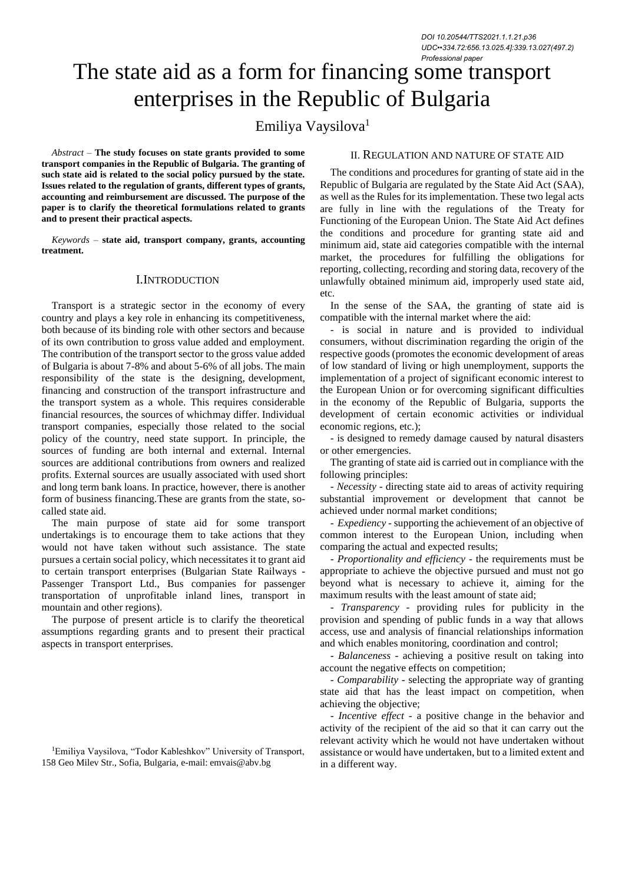DOI 10.20544/TTS2021.1.1.21.p36
UDC••334.72:656.13.025.4]:339.13.027(497.2)
Professional paper

# The state aid as a form for financing some transport enterprises in the Republic of Bulgaria

Emiliya Vaysilova[1]

*Abstract* – **The study focuses on state grants provided to some transport companies in the Republic of Bulgaria. The granting of such state aid is related to the social policy pursued by the state. Issues related to the regulation of grants, different types of grants, accounting and reimbursement are discussed. The purpose of the paper is to clarify the theoretical formulations related to grants and to present their practical aspects.**

*Keywords* – **state aid, transport company, grants, accounting treatment.**

## I. INTRODUCTION

Transport is a strategic sector in the economy of every country and plays a key role in enhancing its competitiveness, both because of its binding role with other sectors and because of its own contribution to gross value added and employment. The contribution of the transport sector to the gross value added of Bulgaria is about 7-8% and about 5-6% of all jobs. The main responsibility of the state is the designing, development, financing and construction of the transport infrastructure and the transport system as a whole. This requires considerable financial resources, the sources of whichmay differ. Individual transport companies, especially those related to the social policy of the country, need state support. In principle, the sources of funding are both internal and external. Internal sources are additional contributions from owners and realized profits. External sources are usually associated with used short and long term bank loans. In practice, however, there is another form of business financing.These are grants from the state, so-called state aid.

The main purpose of state aid for some transport undertakings is to encourage them to take actions that they would not have taken without such assistance. The state pursues a certain social policy, which necessitates it to grant aid to certain transport enterprises (Bulgarian State Railways - Passenger Transport Ltd., Bus companies for passenger transportation of unprofitable inland lines, transport in mountain and other regions).

The purpose of present article is to clarify the theoretical assumptions regarding grants and to present their practical aspects in transport enterprises.

[1]Emiliya Vaysilova, "Todor Kableshkov" University of Transport, 158 Geo Milev Str., Sofia, Bulgaria, e-mail: emvais@abv.bg

## II. REGULATION AND NATURE OF STATE AID

The conditions and procedures for granting of state aid in the Republic of Bulgaria are regulated by the State Aid Act (SAA), as well as the Rules for its implementation. These two legal acts are fully in line with the regulations of the Treaty for Functioning of the European Union. The State Aid Act defines the conditions and procedure for granting state aid and minimum aid, state aid categories compatible with the internal market, the procedures for fulfilling the obligations for reporting, collecting, recording and storing data, recovery of the unlawfully obtained minimum aid, improperly used state aid, etc.

In the sense of the SAA, the granting of state aid is compatible with the internal market where the aid:

- is social in nature and is provided to individual consumers, without discrimination regarding the origin of the respective goods (promotes the economic development of areas of low standard of living or high unemployment, supports the implementation of a project of significant economic interest to the European Union or for overcoming significant difficulties in the economy of the Republic of Bulgaria, supports the development of certain economic activities or individual economic regions, etc.);
- is designed to remedy damage caused by natural disasters or other emergencies.

The granting of state aid is carried out in compliance with the following principles:

- *Necessity* - directing state aid to areas of activity requiring substantial improvement or development that cannot be achieved under normal market conditions;
- *Expediency* - supporting the achievement of an objective of common interest to the European Union, including when comparing the actual and expected results;
- *Proportionality and efficiency* - the requirements must be appropriate to achieve the objective pursued and must not go beyond what is necessary to achieve it, aiming for the maximum results with the least amount of state aid;
- *Transparency* - providing rules for publicity in the provision and spending of public funds in a way that allows access, use and analysis of financial relationships information and which enables monitoring, coordination and control;
- *Balanceness* - achieving a positive result on taking into account the negative effects on competition;
- *Comparability* - selecting the appropriate way of granting state aid that has the least impact on competition, when achieving the objective;
- *Incentive effect* - a positive change in the behavior and activity of the recipient of the aid so that it can carry out the relevant activity which he would not have undertaken without assistance or would have undertaken, but to a limited extent and in a different way.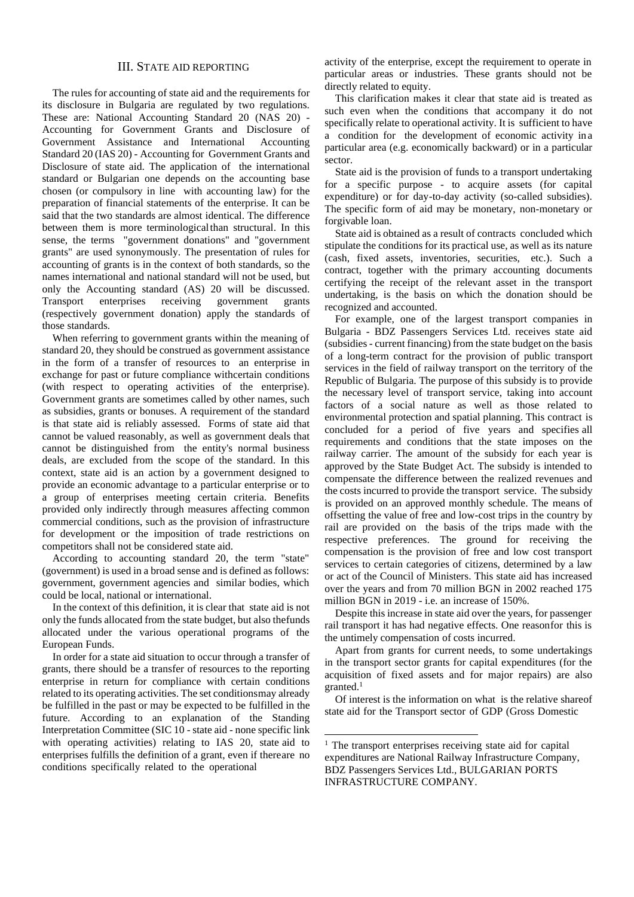## III. STATE AID REPORTING

The rules for accounting of state aid and the requirements for its disclosure in Bulgaria are regulated by two regulations. These are: National Accounting Standard 20 (NAS 20) - Accounting for Government Grants and Disclosure of Government Assistance and International Accounting Standard 20 (IAS 20) - Accounting for Government Grants and Disclosure of state aid. The application of the international standard or Bulgarian one depends on the accounting base chosen (or compulsory in line with accounting law) for the preparation of financial statements of the enterprise. It can be said that the two standards are almost identical. The difference between them is more terminological than structural. In this sense, the terms "government donations" and "government grants" are used synonymously. The presentation of rules for accounting of grants is in the context of both standards, so the names international and national standard will not be used, but only the Accounting standard (AS) 20 will be discussed. Transport enterprises receiving government grants (respectively government donation) apply the standards of those standards.

When referring to government grants within the meaning of standard 20, they should be construed as government assistance in the form of a transfer of resources to an enterprise in exchange for past or future compliance with certain conditions (with respect to operating activities of the enterprise). Government grants are sometimes called by other names, such as subsidies, grants or bonuses. A requirement of the standard is that state aid is reliably assessed. Forms of state aid that cannot be valued reasonably, as well as government deals that cannot be distinguished from the entity's normal business deals, are excluded from the scope of the standard. In this context, state aid is an action by a government designed to provide an economic advantage to a particular enterprise or to a group of enterprises meeting certain criteria. Benefits provided only indirectly through measures affecting common commercial conditions, such as the provision of infrastructure for development or the imposition of trade restrictions on competitors shall not be considered state aid.

According to accounting standard 20, the term "state" (government) is used in a broad sense and is defined as follows: government, government agencies and similar bodies, which could be local, national or international.

In the context of this definition, it is clear that state aid is not only the funds allocated from the state budget, but also the funds allocated under the various operational programs of the European Funds.

In order for a state aid situation to occur through a transfer of grants, there should be a transfer of resources to the reporting enterprise in return for compliance with certain conditions related to its operating activities. The set conditions may already be fulfilled in the past or may be expected to be fulfilled in the future. According to an explanation of the Standing Interpretation Committee (SIC 10 - state aid - none specific link with operating activities) relating to IAS 20, state aid to enterprises fulfills the definition of a grant, even if there are no conditions specifically related to the operational activity of the enterprise, except the requirement to operate in particular areas or industries. These grants should not be directly related to equity.

This clarification makes it clear that state aid is treated as such even when the conditions that accompany it do not specifically relate to operational activity. It is sufficient to have a condition for the development of economic activity in a particular area (e.g. economically backward) or in a particular sector.

State aid is the provision of funds to a transport undertaking for a specific purpose - to acquire assets (for capital expenditure) or for day-to-day activity (so-called subsidies). The specific form of aid may be monetary, non-monetary or forgivable loan.

State aid is obtained as a result of contracts concluded which stipulate the conditions for its practical use, as well as its nature (cash, fixed assets, inventories, securities, etc.). Such a contract, together with the primary accounting documents certifying the receipt of the relevant asset in the transport undertaking, is the basis on which the donation should be recognized and accounted.

For example, one of the largest transport companies in Bulgaria - BDZ Passengers Services Ltd. receives state aid (subsidies - current financing) from the state budget on the basis of a long-term contract for the provision of public transport services in the field of railway transport on the territory of the Republic of Bulgaria. The purpose of this subsidy is to provide the necessary level of transport service, taking into account factors of a social nature as well as those related to environmental protection and spatial planning. This contract is concluded for a period of five years and specifies all requirements and conditions that the state imposes on the railway carrier. The amount of the subsidy for each year is approved by the State Budget Act. The subsidy is intended to compensate the difference between the realized revenues and the costs incurred to provide the transport service. The subsidy is provided on an approved monthly schedule. The means of offsetting the value of free and low-cost trips in the country by rail are provided on the basis of the trips made with the respective preferences. The ground for receiving the compensation is the provision of free and low cost transport services to certain categories of citizens, determined by a law or act of the Council of Ministers. This state aid has increased over the years and from 70 million BGN in 2002 reached 175 million BGN in 2019 - i.e. an increase of 150%.

Despite this increase in state aid over the years, for passenger rail transport it has had negative effects. One reason for this is the untimely compensation of costs incurred.

Apart from grants for current needs, to some undertakings in the transport sector grants for capital expenditures (for the acquisition of fixed assets and for major repairs) are also granted.[1]

Of interest is the information on what is the relative share of state aid for the Transport sector of GDP (Gross Domestic

---

[1] The transport enterprises receiving state aid for capital expenditures are National Railway Infrastructure Company, BDZ Passengers Services Ltd., BULGARIAN PORTS INFRASTRUCTURE COMPANY.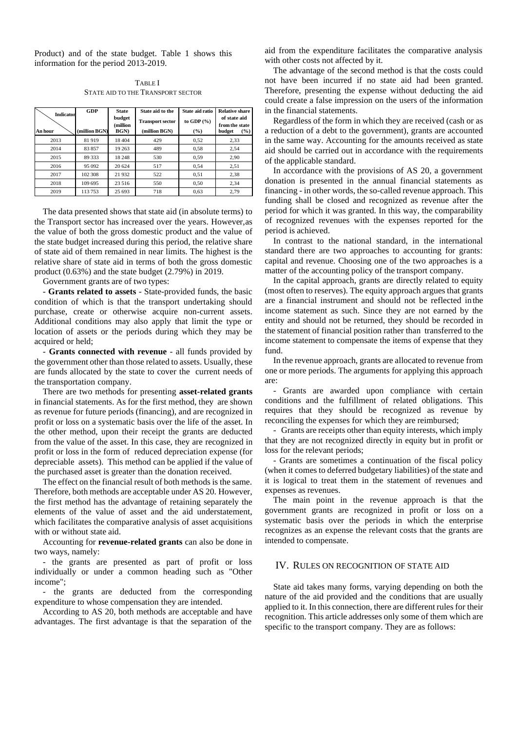Product) and of the state budget. Table 1 shows this information for the period 2013-2019.

TABLE I
STATE AID TO THE TRANSPORT SECTOR

| Indicator / An hour | GDP (million BGN) | State budget (million BGN) | State aid to the Transport sector (million BGN) | State aid ratio to GDP (%) | Relative share of state aid from the state budget (%) |
|---|---|---|---|---|---|
| 2013 | 81 919 | 18 404 | 429 | 0,52 | 2,33 |
| 2014 | 83 857 | 19 263 | 489 | 0,58 | 2,54 |
| 2015 | 89 333 | 18 248 | 530 | 0,59 | 2,90 |
| 2016 | 95 092 | 20 624 | 517 | 0,54 | 2,51 |
| 2017 | 102 308 | 21 932 | 522 | 0,51 | 2,38 |
| 2018 | 109 695 | 23 516 | 550 | 0,50 | 2,34 |
| 2019 | 113 753 | 25 693 | 718 | 0,63 | 2,79 |

The data presented shows that state aid (in absolute terms) to the Transport sector has increased over the years. However,as the value of both the gross domestic product and the value of the state budget increased during this period, the relative share of state aid of them remained in near limits. The highest is the relative share of state aid in terms of both the gross domestic product (0.63%) and the state budget (2.79%) in 2019.

Government grants are of two types:

- **Grants related to assets** - State-provided funds, the basic condition of which is that the transport undertaking should purchase, create or otherwise acquire non-current assets. Additional conditions may also apply that limit the type or location of assets or the periods during which they may be acquired or held;

- **Grants connected with revenue** - all funds provided by the government other than those related to assets. Usually, these are funds allocated by the state to cover the current needs of the transportation company.

There are two methods for presenting **asset-related grants** in financial statements. As for the first method, they are shown as revenue for future periods (financing), and are recognized in profit or loss on a systematic basis over the life of the asset. In the other method, upon their receipt the grants are deducted from the value of the asset. In this case, they are recognized in profit or loss in the form of reduced depreciation expense (for depreciable assets). This method can be applied if the value of the purchased asset is greater than the donation received.

The effect on the financial result of both methods is the same. Therefore, both methods are acceptable under AS 20. However, the first method has the advantage of retaining separately the elements of the value of asset and the aid understatement, which facilitates the comparative analysis of asset acquisitions with or without state aid.

Accounting for **revenue-related grants** can also be done in two ways, namely:

- the grants are presented as part of profit or loss individually or under a common heading such as "Other income";

- the grants are deducted from the corresponding expenditure to whose compensation they are intended.

According to AS 20, both methods are acceptable and have advantages. The first advantage is that the separation of the aid from the expenditure facilitates the comparative analysis with other costs not affected by it.

The advantage of the second method is that the costs could not have been incurred if no state aid had been granted. Therefore, presenting the expense without deducting the aid could create a false impression on the users of the information in the financial statements.

Regardless of the form in which they are received (cash or as a reduction of a debt to the government), grants are accounted in the same way. Accounting for the amounts received as state aid should be carried out in accordance with the requirements of the applicable standard.

In accordance with the provisions of AS 20, a government donation is presented in the annual financial statements as financing - in other words, the so-called revenue approach. This funding shall be closed and recognized as revenue after the period for which it was granted. In this way, the comparability of recognized revenues with the expenses reported for the period is achieved.

In contrast to the national standard, in the international standard there are two approaches to accounting for grants: capital and revenue. Choosing one of the two approaches is a matter of the accounting policy of the transport company.

In the capital approach, grants are directly related to equity (most often to reserves). The equity approach argues that grants are a financial instrument and should not be reflected in the income statement as such. Since they are not earned by the entity and should not be returned, they should be recorded in the statement of financial position rather than transferred to the income statement to compensate the items of expense that they fund.

In the revenue approach, grants are allocated to revenue from one or more periods. The arguments for applying this approach are:

- Grants are awarded upon compliance with certain conditions and the fulfillment of related obligations. This requires that they should be recognized as revenue by reconciling the expenses for which they are reimbursed;

- Grants are receipts other than equity interests, which imply that they are not recognized directly in equity but in profit or loss for the relevant periods;

- Grants are sometimes a continuation of the fiscal policy (when it comes to deferred budgetary liabilities) of the state and it is logical to treat them in the statement of revenues and expenses as revenues.

The main point in the revenue approach is that the government grants are recognized in profit or loss on a systematic basis over the periods in which the enterprise recognizes as an expense the relevant costs that the grants are intended to compensate.

## IV. RULES ON RECOGNITION OF STATE AID

State aid takes many forms, varying depending on both the nature of the aid provided and the conditions that are usually applied to it. In this connection, there are different rules for their recognition. This article addresses only some of them which are specific to the transport company. They are as follows: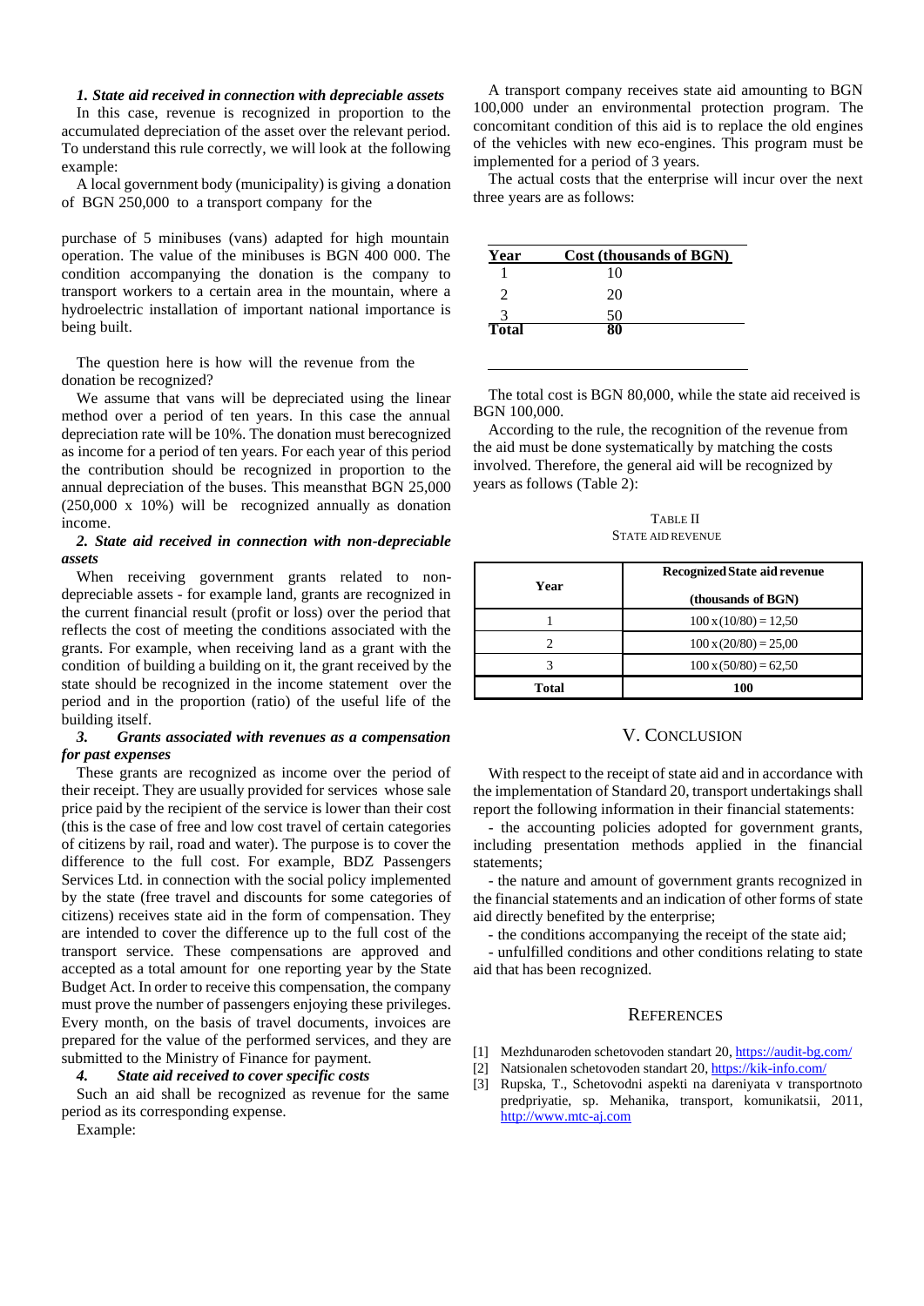***1. State aid received in connection with depreciable assets***

In this case, revenue is recognized in proportion to the accumulated depreciation of the asset over the relevant period. To understand this rule correctly, we will look at the following example:

A local government body (municipality) is giving a donation of BGN 250,000 to a transport company for the purchase of 5 minibuses (vans) adapted for high mountain operation. The value of the minibuses is BGN 400 000. The condition accompanying the donation is the company to transport workers to a certain area in the mountain, where a hydroelectric installation of important national importance is being built.

The question here is how will the revenue from the donation be recognized?

We assume that vans will be depreciated using the linear method over a period of ten years. In this case the annual depreciation rate will be 10%. The donation must berecognized as income for a period of ten years. For each year of this period the contribution should be recognized in proportion to the annual depreciation of the buses. This meansthat BGN 25,000 (250,000 x 10%) will be recognized annually as donation income.

***2. State aid received in connection with non-depreciable assets***

When receiving government grants related to non-depreciable assets - for example land, grants are recognized in the current financial result (profit or loss) over the period that reflects the cost of meeting the conditions associated with the grants. For example, when receiving land as a grant with the condition of building a building on it, the grant received by the state should be recognized in the income statement over the period and in the proportion (ratio) of the useful life of the building itself.

***3. Grants associated with revenues as a compensation for past expenses***

These grants are recognized as income over the period of their receipt. They are usually provided for services whose sale price paid by the recipient of the service is lower than their cost (this is the case of free and low cost travel of certain categories of citizens by rail, road and water). The purpose is to cover the difference to the full cost. For example, BDZ Passengers Services Ltd. in connection with the social policy implemented by the state (free travel and discounts for some categories of citizens) receives state aid in the form of compensation. They are intended to cover the difference up to the full cost of the transport service. These compensations are approved and accepted as a total amount for one reporting year by the State Budget Act. In order to receive this compensation, the company must prove the number of passengers enjoying these privileges. Every month, on the basis of travel documents, invoices are prepared for the value of the performed services, and they are submitted to the Ministry of Finance for payment.

***4. State aid received to cover specific costs***

Such an aid shall be recognized as revenue for the same period as its corresponding expense.

Example:

A transport company receives state aid amounting to BGN 100,000 under an environmental protection program. The concomitant condition of this aid is to replace the old engines of the vehicles with new eco-engines. This program must be implemented for a period of 3 years.

The actual costs that the enterprise will incur over the next three years are as follows:

| Year | Cost (thousands of BGN) |
|---|---|
| 1 | 10 |
| 2 | 20 |
| 3 | 50 |
| **Total** | **80** |

The total cost is BGN 80,000, while the state aid received is BGN 100,000.

According to the rule, the recognition of the revenue from the aid must be done systematically by matching the costs involved. Therefore, the general aid will be recognized by years as follows (Table 2):

TABLE II
STATE AID REVENUE

| Year | Recognized State aid revenue (thousands of BGN) |
|---|---|
| 1 | 100 x (10/80) = 12,50 |
| 2 | 100 x (20/80) = 25,00 |
| 3 | 100 x (50/80) = 62,50 |
| **Total** | **100** |

## V. CONCLUSION

With respect to the receipt of state aid and in accordance with the implementation of Standard 20, transport undertakings shall report the following information in their financial statements:

- the accounting policies adopted for government grants, including presentation methods applied in the financial statements;
- the nature and amount of government grants recognized in the financial statements and an indication of other forms of state aid directly benefited by the enterprise;
- the conditions accompanying the receipt of the state aid;
- unfulfilled conditions and other conditions relating to state aid that has been recognized.

## REFERENCES

[1] Mezhdunaroden schetovoden standart 20, https://audit-bg.com/

[2] Natsionalen schetovoden standart 20, https://kik-info.com/

[3] Rupska, T., Schetovodni aspekti na dareniyata v transportnoto predpriyatie, sp. Mehanika, transport, komunikatsii, 2011, http://www.mtc-aj.com